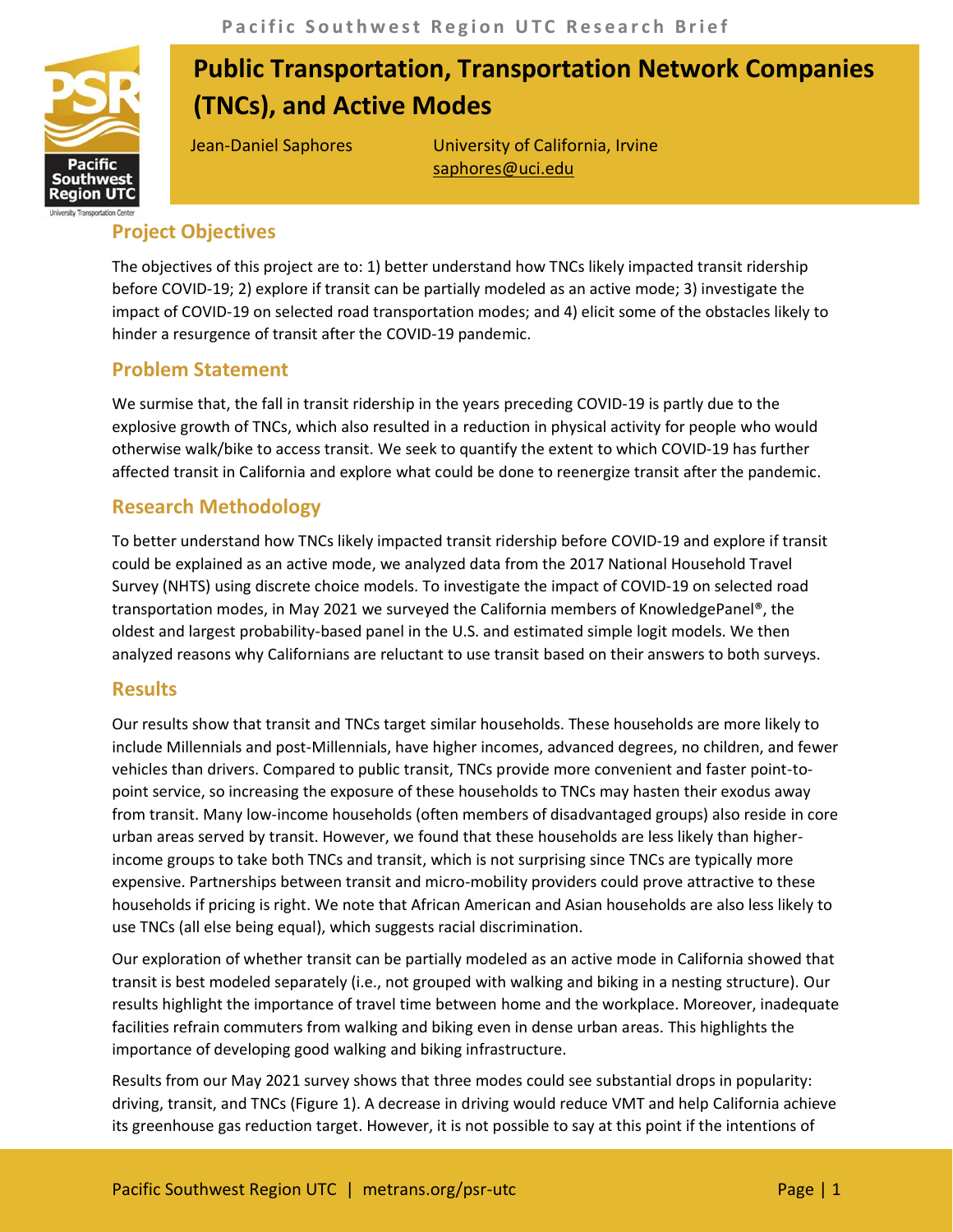# Public Transportation, Transportation Network Companies (TNCs), and Active Modes

Jean-Daniel Saphores — University of California, Irvine — saphores@uci.edu

## Project Objectives

The objectives of this project are to: 1) better understand how TNCs likely impacted transit ridership before COVID-19; 2) explore if transit can be partially modeled as an active mode; 3) investigate the impact of COVID-19 on selected road transportation modes; and 4) elicit some of the obstacles likely to hinder a resurgence of transit after the COVID-19 pandemic.

## Problem Statement

We surmise that, the fall in transit ridership in the years preceding COVID-19 is partly due to the explosive growth of TNCs, which also resulted in a reduction in physical activity for people who would otherwise walk/bike to access transit. We seek to quantify the extent to which COVID-19 has further affected transit in California and explore what could be done to reenergize transit after the pandemic.

## Research Methodology

To better understand how TNCs likely impacted transit ridership before COVID-19 and explore if transit could be explained as an active mode, we analyzed data from the 2017 National Household Travel Survey (NHTS) using discrete choice models. To investigate the impact of COVID-19 on selected road transportation modes, in May 2021 we surveyed the California members of KnowledgePanel®, the oldest and largest probability-based panel in the U.S. and estimated simple logit models. We then analyzed reasons why Californians are reluctant to use transit based on their answers to both surveys.

## Results

Our results show that transit and TNCs target similar households. These households are more likely to include Millennials and post-Millennials, have higher incomes, advanced degrees, no children, and fewer vehicles than drivers. Compared to public transit, TNCs provide more convenient and faster point-to-point service, so increasing the exposure of these households to TNCs may hasten their exodus away from transit. Many low-income households (often members of disadvantaged groups) also reside in core urban areas served by transit. However, we found that these households are less likely than higher-income groups to take both TNCs and transit, which is not surprising since TNCs are typically more expensive. Partnerships between transit and micro-mobility providers could prove attractive to these households if pricing is right. We note that African American and Asian households are also less likely to use TNCs (all else being equal), which suggests racial discrimination.

Our exploration of whether transit can be partially modeled as an active mode in California showed that transit is best modeled separately (i.e., not grouped with walking and biking in a nesting structure). Our results highlight the importance of travel time between home and the workplace. Moreover, inadequate facilities refrain commuters from walking and biking even in dense urban areas. This highlights the importance of developing good walking and biking infrastructure.

Results from our May 2021 survey shows that three modes could see substantial drops in popularity: driving, transit, and TNCs (Figure 1). A decrease in driving would reduce VMT and help California achieve its greenhouse gas reduction target. However, it is not possible to say at this point if the intentions of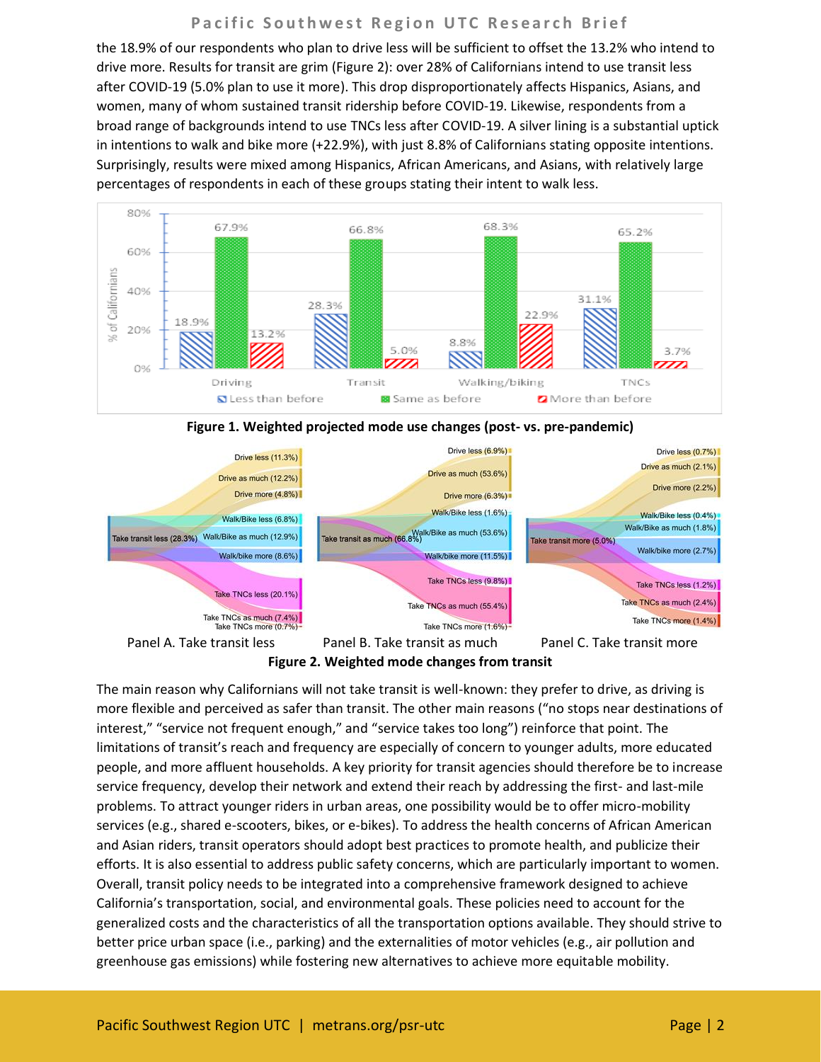the 18.9% of our respondents who plan to drive less will be sufficient to offset the 13.2% who intend to drive more. Results for transit are grim (Figure 2): over 28% of Californians intend to use transit less after COVID-19 (5.0% plan to use it more). This drop disproportionately affects Hispanics, Asians, and women, many of whom sustained transit ridership before COVID-19. Likewise, respondents from a broad range of backgrounds intend to use TNCs less after COVID-19. A silver lining is a substantial uptick in intentions to walk and bike more (+22.9%), with just 8.8% of Californians stating opposite intentions. Surprisingly, results were mixed among Hispanics, African Americans, and Asians, with relatively large percentages of respondents in each of these groups stating their intent to walk less.

80%
60%
40%
20%
0%
% of Californians

Driving: 18.9%, 67.9%, 13.2%
Transit: 28.3%, 66.8%, 5.0%
Walking/biking: 8.8%, 68.3%, 22.9%
TNCs: 31.1%, 65.2%, 3.7%

Less than before | Same as before | More than before

**Figure 1. Weighted projected mode use changes (post- vs. pre-pandemic)**

Take transit less (28.3%)
Drive less (11.3%)
Drive as much (12.2%)
Drive more (4.8%)
Walk/Bike less (6.8%)
Walk/Bike as much (12.9%)
Walk/bike more (8.6%)
Take TNCs less (20.1%)
Take TNCs as much (7.4%)
Take TNCs more (0.7%)

Take transit as much (66.8%)
Drive less (6.9%)
Drive as much (53.6%)
Drive more (6.3%)
Walk/Bike less (1.6%)
Walk/Bike as much (53.6%)
Walk/bike more (11.5%)
Take TNCs less (9.8%)
Take TNCs as much (55.4%)
Take TNCs more (1.6%)

Take transit more (5.0%)
Drive less (0.7%)
Drive as much (2.1%)
Drive more (2.2%)
Walk/Bike less (0.4%)
Walk/Bike as much (1.8%)
Walk/bike more (2.7%)
Take TNCs less (1.2%)
Take TNCs as much (2.4%)
Take TNCs more (1.4%)

Panel A. Take transit less | Panel B. Take transit as much | Panel C. Take transit more

**Figure 2. Weighted mode changes from transit**

The main reason why Californians will not take transit is well-known: they prefer to drive, as driving is more flexible and perceived as safer than transit. The other main reasons ("no stops near destinations of interest," "service not frequent enough," and "service takes too long") reinforce that point. The limitations of transit's reach and frequency are especially of concern to younger adults, more educated people, and more affluent households. A key priority for transit agencies should therefore be to increase service frequency, develop their network and extend their reach by addressing the first- and last-mile problems. To attract younger riders in urban areas, one possibility would be to offer micro-mobility services (e.g., shared e-scooters, bikes, or e-bikes). To address the health concerns of African American and Asian riders, transit operators should adopt best practices to promote health, and publicize their efforts. It is also essential to address public safety concerns, which are particularly important to women. Overall, transit policy needs to be integrated into a comprehensive framework designed to achieve California's transportation, social, and environmental goals. These policies need to account for the generalized costs and the characteristics of all the transportation options available. They should strive to better price urban space (i.e., parking) and the externalities of motor vehicles (e.g., air pollution and greenhouse gas emissions) while fostering new alternatives to achieve more equitable mobility.